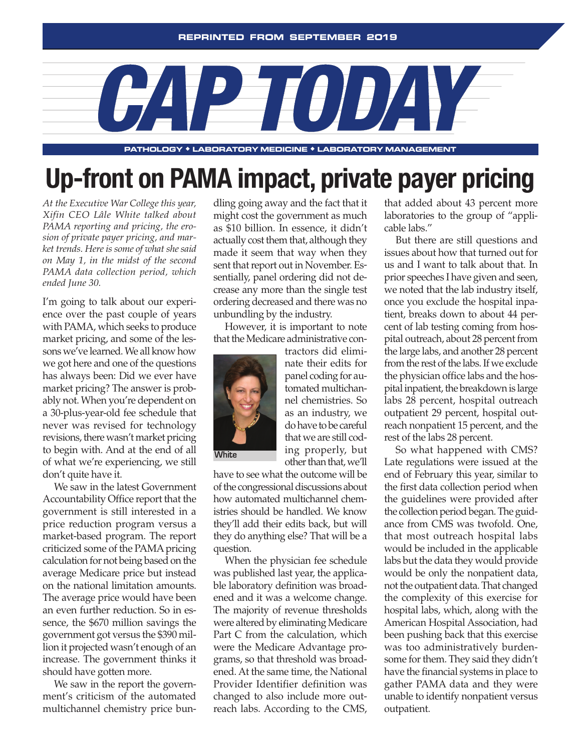REPRINTED FROM SEPTEMBER 2019

# CAP TODAY

PATHOLOGY ◆ LABORATORY MEDICINE ◆ LABORATORY MANAGEMENT

# Up-front on PAMA impact, private payer pricing

*At the Executive War College this year, Xifin CEO Lâle White talked about PAMA reporting and pricing, the erosion of private payer pricing, and market trends. Here is some of what she said on May 1, in the midst of the second PAMA data collection period, which ended June 30.*

I'm going to talk about our experience over the past couple of years with PAMA, which seeks to produce market pricing, and some of the lessons we've learned. We all know how we got here and one of the questions has always been: Did we ever have market pricing? The answer is probably not. When you're dependent on a 30-plus-year-old fee schedule that never was revised for technology revisions, there wasn't market pricing to begin with. And at the end of all of what we're experiencing, we still don't quite have it.

We saw in the latest Government Accountability Office report that the government is still interested in a price reduction program versus a market-based program. The report criticized some of the PAMA pricing calculation for not being based on the average Medicare price but instead on the national limitation amounts. The average price would have been an even further reduction. So in essence, the $670 million savings the government got versus the $390 million it projected wasn't enough of an increase. The government thinks it should have gotten more.

We saw in the report the government's criticism of the automated multichannel chemistry price bundling going away and the fact that it might cost the government as much as $10 billion. In essence, it didn't actually cost them that, although they made it seem that way when they sent that report out in November. Essentially, panel ordering did not decrease any more than the single test ordering decreased and there was no unbundling by the industry.

However, it is important to note that the Medicare administrative contractors did eliminate their edits for panel coding for automated multichannel chemistries. So as an industry, we do have to be careful that we are still coding properly, but other than that, we'll have to see what the outcome will be of the congressional discussions about how automated multichannel chemistries should be handled. We know they'll add their edits back, but will they do anything else? That will be a question.

White

When the physician fee schedule was published last year, the applicable laboratory definition was broadened and it was a welcome change. The majority of revenue thresholds were altered by eliminating Medicare Part C from the calculation, which were the Medicare Advantage programs, so that threshold was broadened. At the same time, the National Provider Identifier definition was changed to also include more outreach labs. According to the CMS, that added about 43 percent more laboratories to the group of "applicable labs."

But there are still questions and issues about how that turned out for us and I want to talk about that. In prior speeches I have given and seen, we noted that the lab industry itself, once you exclude the hospital inpatient, breaks down to about 44 percent of lab testing coming from hospital outreach, about 28 percent from the large labs, and another 28 percent from the rest of the labs. If we exclude the physician office labs and the hospital inpatient, the breakdown is large labs 28 percent, hospital outreach outpatient 29 percent, hospital outreach nonpatient 15 percent, and the rest of the labs 28 percent.

So what happened with CMS? Late regulations were issued at the end of February this year, similar to the first data collection period when the guidelines were provided after the collection period began. The guidance from CMS was twofold. One, that most outreach hospital labs would be included in the applicable labs but the data they would provide would be only the nonpatient data, not the outpatient data. That changed the complexity of this exercise for hospital labs, which, along with the American Hospital Association, had been pushing back that this exercise was too administratively burdensome for them. They said they didn't have the financial systems in place to gather PAMA data and they were unable to identify nonpatient versus outpatient.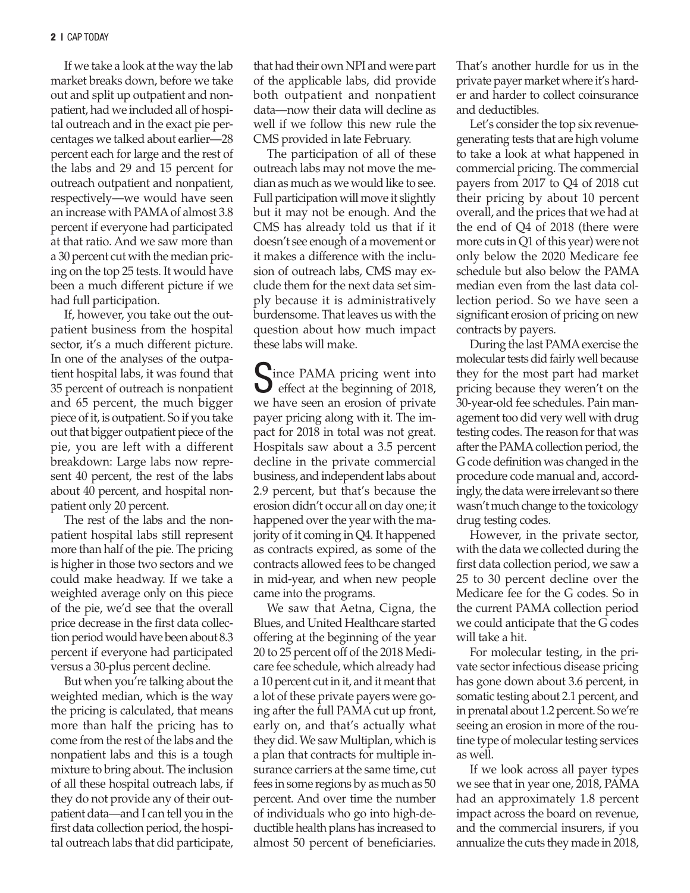If we take a look at the way the lab market breaks down, before we take out and split up outpatient and nonpatient, had we included all of hospital outreach and in the exact pie percentages we talked about earlier—28 percent each for large and the rest of the labs and 29 and 15 percent for outreach outpatient and nonpatient, respectively—we would have seen an increase with PAMA of almost 3.8 percent if everyone had participated at that ratio. And we saw more than a 30 percent cut with the median pricing on the top 25 tests. It would have been a much different picture if we had full participation.

If, however, you take out the outpatient business from the hospital sector, it's a much different picture. In one of the analyses of the outpatient hospital labs, it was found that 35 percent of outreach is nonpatient and 65 percent, the much bigger piece of it, is outpatient. So if you take out that bigger outpatient piece of the pie, you are left with a different breakdown: Large labs now represent 40 percent, the rest of the labs about 40 percent, and hospital nonpatient only 20 percent.

The rest of the labs and the nonpatient hospital labs still represent more than half of the pie. The pricing is higher in those two sectors and we could make headway. If we take a weighted average only on this piece of the pie, we'd see that the overall price decrease in the first data collection period would have been about 8.3 percent if everyone had participated versus a 30-plus percent decline.

But when you're talking about the weighted median, which is the way the pricing is calculated, that means more than half the pricing has to come from the rest of the labs and the nonpatient labs and this is a tough mixture to bring about. The inclusion of all these hospital outreach labs, if they do not provide any of their outpatient data—and I can tell you in the first data collection period, the hospital outreach labs that did participate, that had their own NPI and were part of the applicable labs, did provide both outpatient and nonpatient data—now their data will decline as well if we follow this new rule the CMS provided in late February.

The participation of all of these outreach labs may not move the median as much as we would like to see. Full participation will move it slightly but it may not be enough. And the CMS has already told us that if it doesn't see enough of a movement or it makes a difference with the inclusion of outreach labs, CMS may exclude them for the next data set simply because it is administratively burdensome. That leaves us with the question about how much impact these labs will make.

Since PAMA pricing went into effect at the beginning of 2018, we have seen an erosion of private payer pricing along with it. The impact for 2018 in total was not great. Hospitals saw about a 3.5 percent decline in the private commercial business, and independent labs about 2.9 percent, but that's because the erosion didn't occur all on day one; it happened over the year with the majority of it coming in Q4. It happened as contracts expired, as some of the contracts allowed fees to be changed in mid-year, and when new people came into the programs.

We saw that Aetna, Cigna, the Blues, and United Healthcare started offering at the beginning of the year 20 to 25 percent off of the 2018 Medicare fee schedule, which already had a 10 percent cut in it, and it meant that a lot of these private payers were going after the full PAMA cut up front, early on, and that's actually what they did. We saw Multiplan, which is a plan that contracts for multiple insurance carriers at the same time, cut fees in some regions by as much as 50 percent. And over time the number of individuals who go into high-deductible health plans has increased to almost 50 percent of beneficiaries. That's another hurdle for us in the private payer market where it's harder and harder to collect coinsurance and deductibles.

Let's consider the top six revenue-generating tests that are high volume to take a look at what happened in commercial pricing. The commercial payers from 2017 to Q4 of 2018 cut their pricing by about 10 percent overall, and the prices that we had at the end of Q4 of 2018 (there were more cuts in Q1 of this year) were not only below the 2020 Medicare fee schedule but also below the PAMA median even from the last data collection period. So we have seen a significant erosion of pricing on new contracts by payers.

During the last PAMA exercise the molecular tests did fairly well because they for the most part had market pricing because they weren't on the 30-year-old fee schedules. Pain management too did very well with drug testing codes. The reason for that was after the PAMA collection period, the G code definition was changed in the procedure code manual and, accordingly, the data were irrelevant so there wasn't much change to the toxicology drug testing codes.

However, in the private sector, with the data we collected during the first data collection period, we saw a 25 to 30 percent decline over the Medicare fee for the G codes. So in the current PAMA collection period we could anticipate that the G codes will take a hit.

For molecular testing, in the private sector infectious disease pricing has gone down about 3.6 percent, in somatic testing about 2.1 percent, and in prenatal about 1.2 percent. So we're seeing an erosion in more of the routine type of molecular testing services as well.

If we look across all payer types we see that in year one, 2018, PAMA had an approximately 1.8 percent impact across the board on revenue, and the commercial insurers, if you annualize the cuts they made in 2018,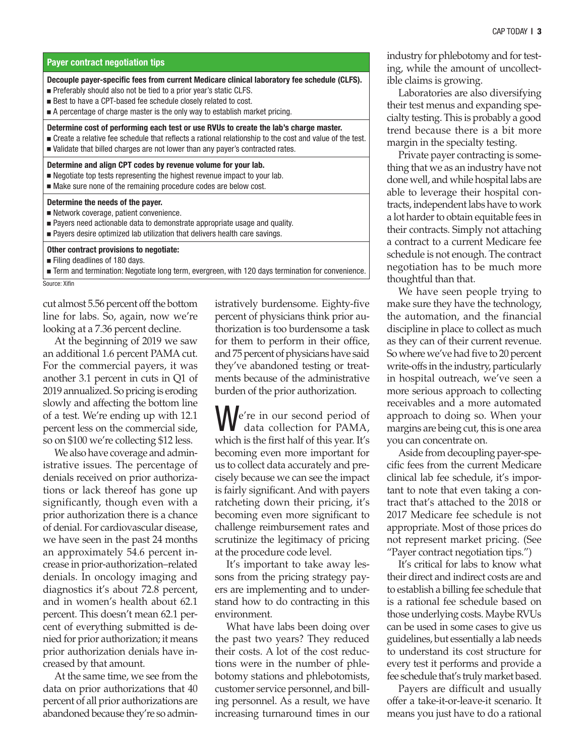## Payer contract negotiation tips

**Decouple payer-specific fees from current Medicare clinical laboratory fee schedule (CLFS).**

- Preferably should also not be tied to a prior year's static CLFS.
- Best to have a CPT-based fee schedule closely related to cost.
- A percentage of charge master is the only way to establish market pricing.

**Determine cost of performing each test or use RVUs to create the lab's charge master.**

- Create a relative fee schedule that reflects a rational relationship to the cost and value of the test.
- Validate that billed charges are not lower than any payer's contracted rates.

**Determine and align CPT codes by revenue volume for your lab.**

- Negotiate top tests representing the highest revenue impact to your lab.
- Make sure none of the remaining procedure codes are below cost.

**Determine the needs of the payer.**

- Network coverage, patient convenience.
- Payers need actionable data to demonstrate appropriate usage and quality.
- Payers desire optimized lab utilization that delivers health care savings.

**Other contract provisions to negotiate:**

- Filing deadlines of 180 days.
- Term and termination: Negotiate long term, evergreen, with 120 days termination for convenience.

Source: Xifin

cut almost 5.56 percent off the bottom line for labs. So, again, now we're looking at a 7.36 percent decline.

At the beginning of 2019 we saw an additional 1.6 percent PAMA cut. For the commercial payers, it was another 3.1 percent in cuts in Q1 of 2019 annualized. So pricing is eroding slowly and affecting the bottom line of a test. We're ending up with 12.1 percent less on the commercial side, so on $100 we're collecting $12 less.

We also have coverage and administrative issues. The percentage of denials received on prior authorizations or lack thereof has gone up significantly, though even with a prior authorization there is a chance of denial. For cardiovascular disease, we have seen in the past 24 months an approximately 54.6 percent increase in prior-authorization–related denials. In oncology imaging and diagnostics it's about 72.8 percent, and in women's health about 62.1 percent. This doesn't mean 62.1 percent of everything submitted is denied for prior authorization; it means prior authorization denials have increased by that amount.

At the same time, we see from the data on prior authorizations that 40 percent of all prior authorizations are abandoned because they're so administratively burdensome. Eighty-five percent of physicians think prior authorization is too burdensome a task for them to perform in their office, and 75 percent of physicians have said they've abandoned testing or treatments because of the administrative burden of the prior authorization.

We're in our second period of data collection for PAMA, which is the first half of this year. It's becoming even more important for us to collect data accurately and precisely because we can see the impact is fairly significant. And with payers ratcheting down their pricing, it's becoming even more significant to challenge reimbursement rates and scrutinize the legitimacy of pricing at the procedure code level.

It's important to take away lessons from the pricing strategy payers are implementing and to understand how to do contracting in this environment.

What have labs been doing over the past two years? They reduced their costs. A lot of the cost reductions were in the number of phlebotomy stations and phlebotomists, customer service personnel, and billing personnel. As a result, we have increasing turnaround times in our industry for phlebotomy and for testing, while the amount of uncollectible claims is growing.

Laboratories are also diversifying their test menus and expanding specialty testing. This is probably a good trend because there is a bit more margin in the specialty testing.

Private payer contracting is something that we as an industry have not done well, and while hospital labs are able to leverage their hospital contracts, independent labs have to work a lot harder to obtain equitable fees in their contracts. Simply not attaching a contract to a current Medicare fee schedule is not enough. The contract negotiation has to be much more thoughtful than that.

We have seen people trying to make sure they have the technology, the automation, and the financial discipline in place to collect as much as they can of their current revenue. So where we've had five to 20 percent write-offs in the industry, particularly in hospital outreach, we've seen a more serious approach to collecting receivables and a more automated approach to doing so. When your margins are being cut, this is one area you can concentrate on.

Aside from decoupling payer-specific fees from the current Medicare clinical lab fee schedule, it's important to note that even taking a contract that's attached to the 2018 or 2017 Medicare fee schedule is not appropriate. Most of those prices do not represent market pricing. (See "Payer contract negotiation tips.")

It's critical for labs to know what their direct and indirect costs are and to establish a billing fee schedule that is a rational fee schedule based on those underlying costs. Maybe RVUs can be used in some cases to give us guidelines, but essentially a lab needs to understand its cost structure for every test it performs and provide a fee schedule that's truly market based.

Payers are difficult and usually offer a take-it-or-leave-it scenario. It means you just have to do a rational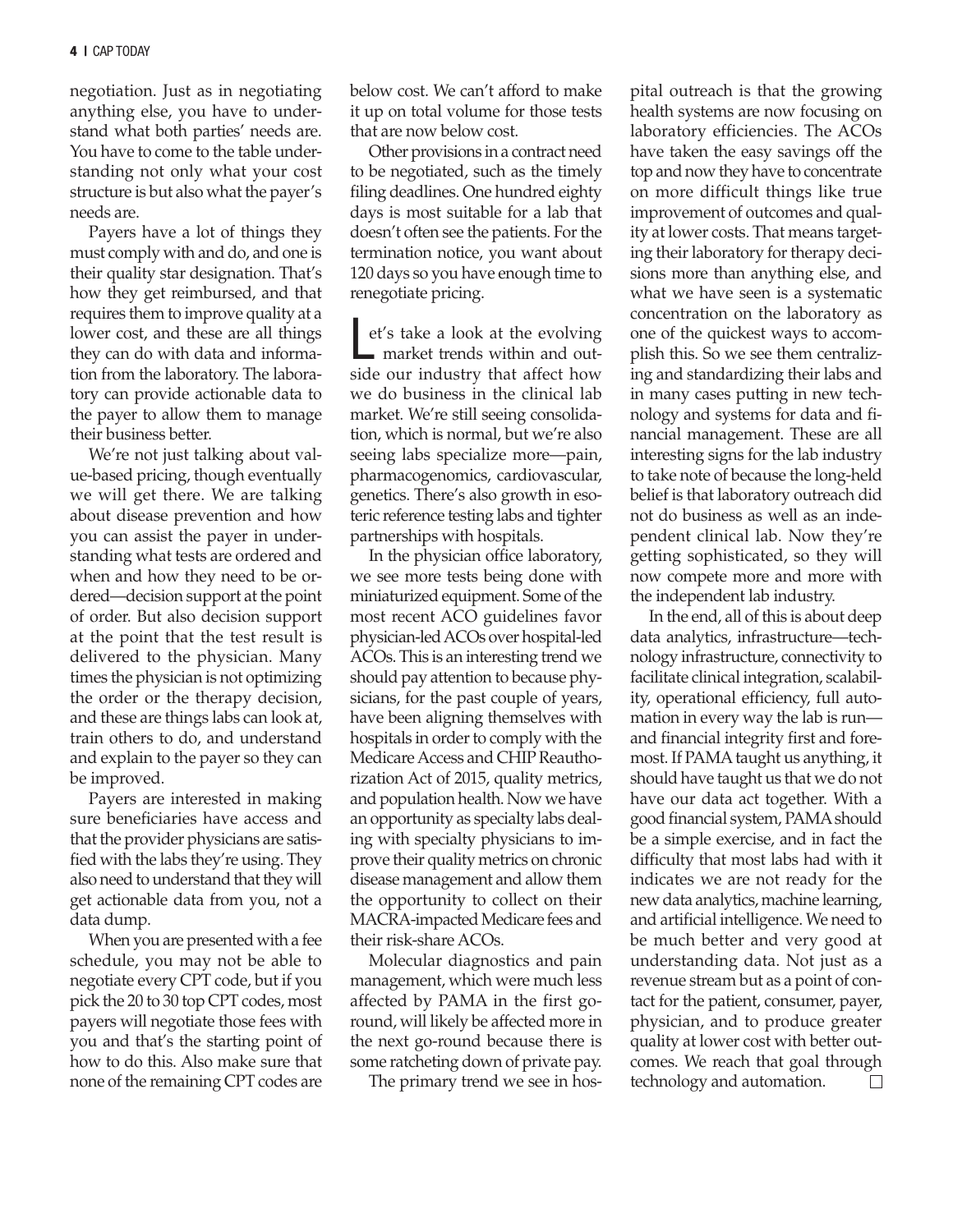negotiation. Just as in negotiating anything else, you have to understand what both parties' needs are. You have to come to the table understanding not only what your cost structure is but also what the payer's needs are.

Payers have a lot of things they must comply with and do, and one is their quality star designation. That's how they get reimbursed, and that requires them to improve quality at a lower cost, and these are all things they can do with data and information from the laboratory. The laboratory can provide actionable data to the payer to allow them to manage their business better.

We're not just talking about value-based pricing, though eventually we will get there. We are talking about disease prevention and how you can assist the payer in understanding what tests are ordered and when and how they need to be ordered—decision support at the point of order. But also decision support at the point that the test result is delivered to the physician. Many times the physician is not optimizing the order or the therapy decision, and these are things labs can look at, train others to do, and understand and explain to the payer so they can be improved.

Payers are interested in making sure beneficiaries have access and that the provider physicians are satisfied with the labs they're using. They also need to understand that they will get actionable data from you, not a data dump.

When you are presented with a fee schedule, you may not be able to negotiate every CPT code, but if you pick the 20 to 30 top CPT codes, most payers will negotiate those fees with you and that's the starting point of how to do this. Also make sure that none of the remaining CPT codes are below cost. We can't afford to make it up on total volume for those tests that are now below cost.

Other provisions in a contract need to be negotiated, such as the timely filing deadlines. One hundred eighty days is most suitable for a lab that doesn't often see the patients. For the termination notice, you want about 120 days so you have enough time to renegotiate pricing.

Let's take a look at the evolving market trends within and outside our industry that affect how we do business in the clinical lab market. We're still seeing consolidation, which is normal, but we're also seeing labs specialize more—pain, pharmacogenomics, cardiovascular, genetics. There's also growth in esoteric reference testing labs and tighter partnerships with hospitals.

In the physician office laboratory, we see more tests being done with miniaturized equipment. Some of the most recent ACO guidelines favor physician-led ACOs over hospital-led ACOs. This is an interesting trend we should pay attention to because physicians, for the past couple of years, have been aligning themselves with hospitals in order to comply with the Medicare Access and CHIP Reauthorization Act of 2015, quality metrics, and population health. Now we have an opportunity as specialty labs dealing with specialty physicians to improve their quality metrics on chronic disease management and allow them the opportunity to collect on their MACRA-impacted Medicare fees and their risk-share ACOs.

Molecular diagnostics and pain management, which were much less affected by PAMA in the first go-round, will likely be affected more in the next go-round because there is some ratcheting down of private pay.

The primary trend we see in hospital outreach is that the growing health systems are now focusing on laboratory efficiencies. The ACOs have taken the easy savings off the top and now they have to concentrate on more difficult things like true improvement of outcomes and quality at lower costs. That means targeting their laboratory for therapy decisions more than anything else, and what we have seen is a systematic concentration on the laboratory as one of the quickest ways to accomplish this. So we see them centralizing and standardizing their labs and in many cases putting in new technology and systems for data and financial management. These are all interesting signs for the lab industry to take note of because the long-held belief is that laboratory outreach did not do business as well as an independent clinical lab. Now they're getting sophisticated, so they will now compete more and more with the independent lab industry.

In the end, all of this is about deep data analytics, infrastructure—technology infrastructure, connectivity to facilitate clinical integration, scalability, operational efficiency, full automation in every way the lab is run—and financial integrity first and foremost. If PAMA taught us anything, it should have taught us that we do not have our data act together. With a good financial system, PAMA should be a simple exercise, and in fact the difficulty that most labs had with it indicates we are not ready for the new data analytics, machine learning, and artificial intelligence. We need to be much better and very good at understanding data. Not just as a revenue stream but as a point of contact for the patient, consumer, payer, physician, and to produce greater quality at lower cost with better outcomes. We reach that goal through technology and automation. □